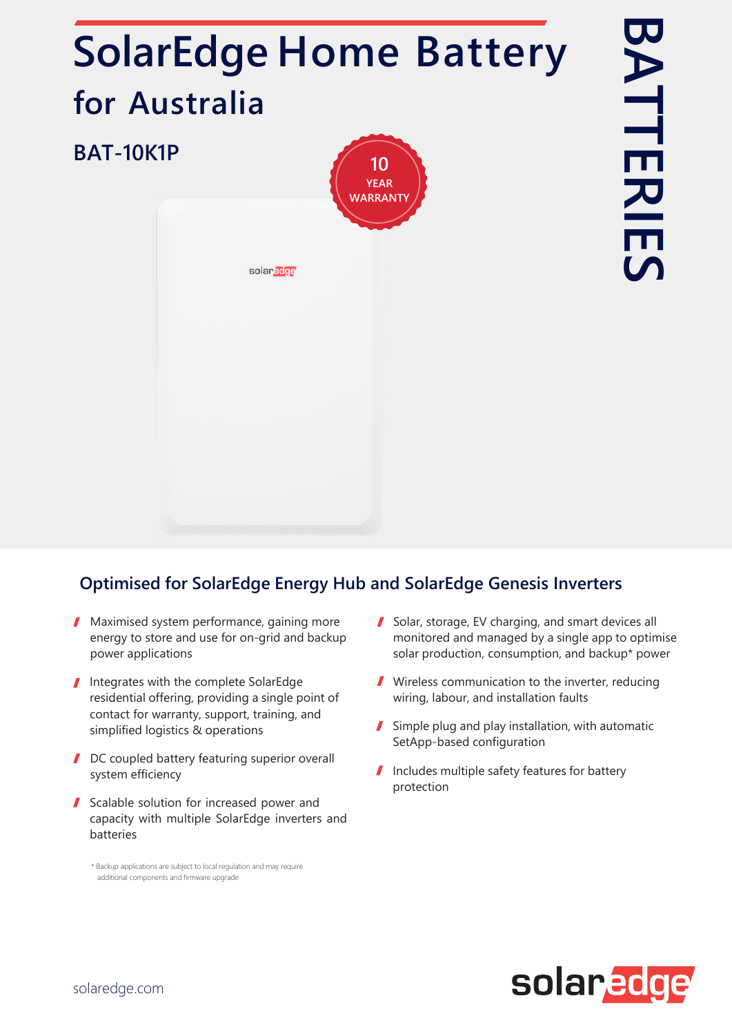# SolarEdge Home Battery for Australia

## BAT-10K1P

10 YEAR WARRANTY

BATTERIES

## Optimised for SolarEdge Energy Hub and SolarEdge Genesis Inverters

- Maximised system performance, gaining more energy to store and use for on-grid and backup power applications
- Integrates with the complete SolarEdge residential offering, providing a single point of contact for warranty, support, training, and simplified logistics & operations
- DC coupled battery featuring superior overall system efficiency
- Scalable solution for increased power and capacity with multiple SolarEdge inverters and batteries
- Solar, storage, EV charging, and smart devices all monitored and managed by a single app to optimise solar production, consumption, and backup* power
- Wireless communication to the inverter, reducing wiring, labour, and installation faults
- Simple plug and play installation, with automatic SetApp-based configuration
- Includes multiple safety features for battery protection

\* Backup applications are subject to local regulation and may require additional components and firmware upgrade

solaredge.com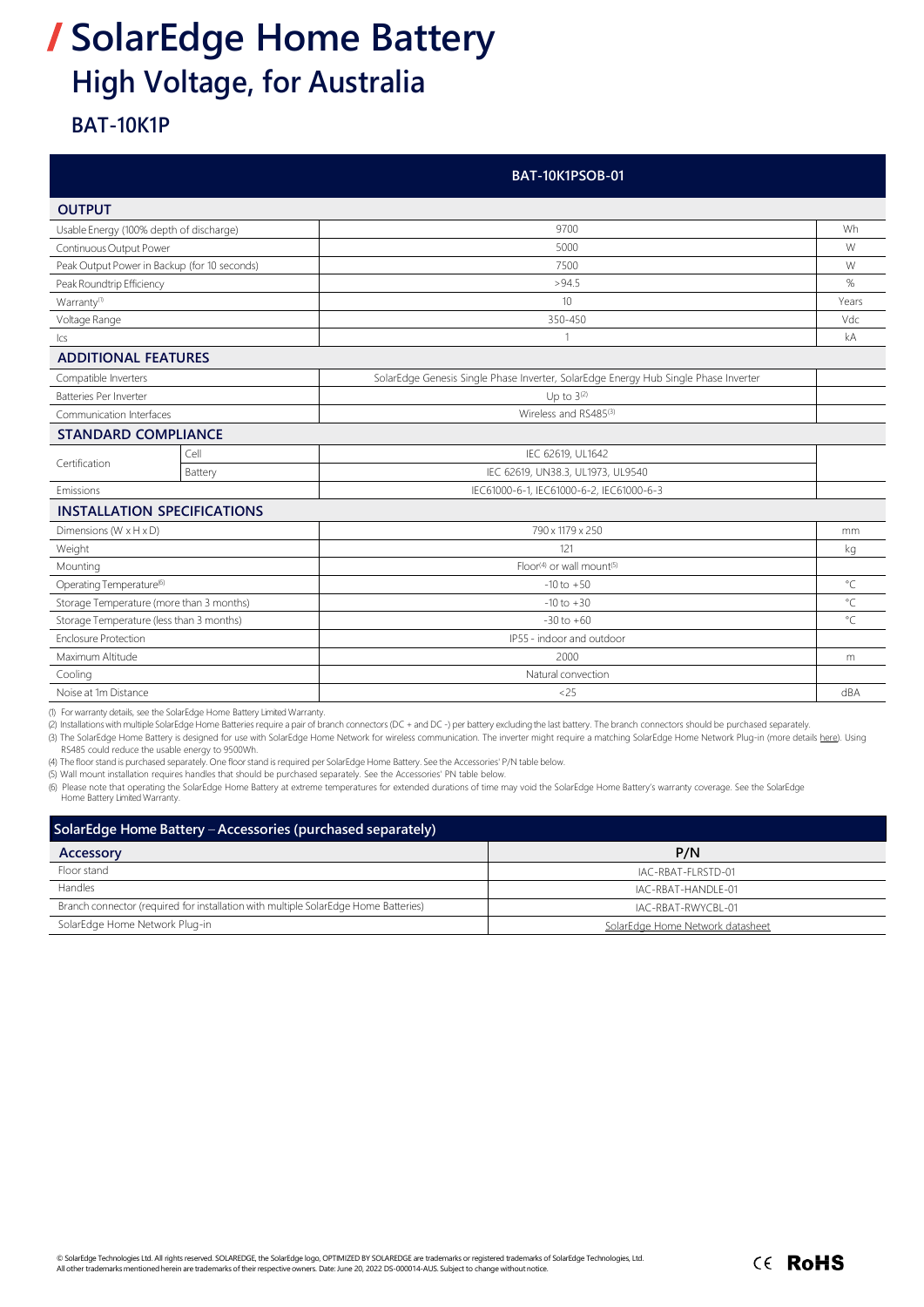# / SolarEdge Home Battery

## High Voltage, for Australia

### BAT-10K1P

| | | BAT-10K1PSOB-01 | |
|---|---|---|---|
| **OUTPUT** | | | |
| Usable Energy (100% depth of discharge) | | 9700 | Wh |
| Continuous Output Power | | 5000 | W |
| Peak Output Power in Backup (for 10 seconds) | | 7500 | W |
| Peak Roundtrip Efficiency | | >94.5 | % |
| Warranty[1] | | 10 | Years |
| Voltage Range | | 350-450 | Vdc |
| Ics | | 1 | kA |
| **ADDITIONAL FEATURES** | | | |
| Compatible Inverters | | SolarEdge Genesis Single Phase Inverter, SolarEdge Energy Hub Single Phase Inverter | |
| Batteries Per Inverter | | Up to 3[2] | |
| Communication Interfaces | | Wireless and RS485[3] | |
| **STANDARD COMPLIANCE** | | | |
| Certification | Cell | IEC 62619, UL1642 | |
| | Battery | IEC 62619, UN38.3, UL1973, UL9540 | |
| Emissions | | IEC61000-6-1, IEC61000-6-2, IEC61000-6-3 | |
| **INSTALLATION SPECIFICATIONS** | | | |
| Dimensions (W x H x D) | | 790 x 1179 x 250 | mm |
| Weight | | 121 | kg |
| Mounting | | Floor[4] or wall mount[5] | |
| Operating Temperature[6] | | -10 to +50 | °C |
| Storage Temperature (more than 3 months) | | -10 to +30 | °C |
| Storage Temperature (less than 3 months) | | -30 to +60 | °C |
| Enclosure Protection | | IP55 - indoor and outdoor | |
| Maximum Altitude | | 2000 | m |
| Cooling | | Natural convection | |
| Noise at 1m Distance | | <25 | dBA |

(1) For warranty details, see the SolarEdge Home Battery Limited Warranty.
(2) Installations with multiple SolarEdge Home Batteries require a pair of branch connectors (DC + and DC -) per battery excluding the last battery. The branch connectors should be purchased separately.
(3) The SolarEdge Home Battery is designed for use with SolarEdge Home Network for wireless communication. The inverter might require a matching SolarEdge Home Network Plug-in (more details here). Using RS485 could reduce the usable energy to 9500Wh.
(4) The floor stand is purchased separately. One floor stand is required per SolarEdge Home Battery. See the Accessories' P/N table below.
(5) Wall mount installation requires handles that should be purchased separately. See the Accessories' PN table below.
(6) Please note that operating the SolarEdge Home Battery at extreme temperatures for extended durations of time may void the SolarEdge Home Battery's warranty coverage. See the SolarEdge Home Battery Limited Warranty.

**SolarEdge Home Battery – Accessories (purchased separately)**

| Accessory | P/N |
|---|---|
| Floor stand | IAC-RBAT-FLRSTD-01 |
| Handles | IAC-RBAT-HANDLE-01 |
| Branch connector (required for installation with multiple SolarEdge Home Batteries) | IAC-RBAT-RWYCBL-01 |
| SolarEdge Home Network Plug-in | SolarEdge Home Network datasheet |

© SolarEdge Technologies Ltd. All rights reserved. SOLAREDGE, the SolarEdge logo, OPTIMIZED BY SOLAREDGE are trademarks or registered trademarks of SolarEdge Technologies, Ltd. All other trademarks mentioned herein are trademarks of their respective owners. Date: June 20, 2022 DS-000014-AUS. Subject to change without notice.

CE RoHS